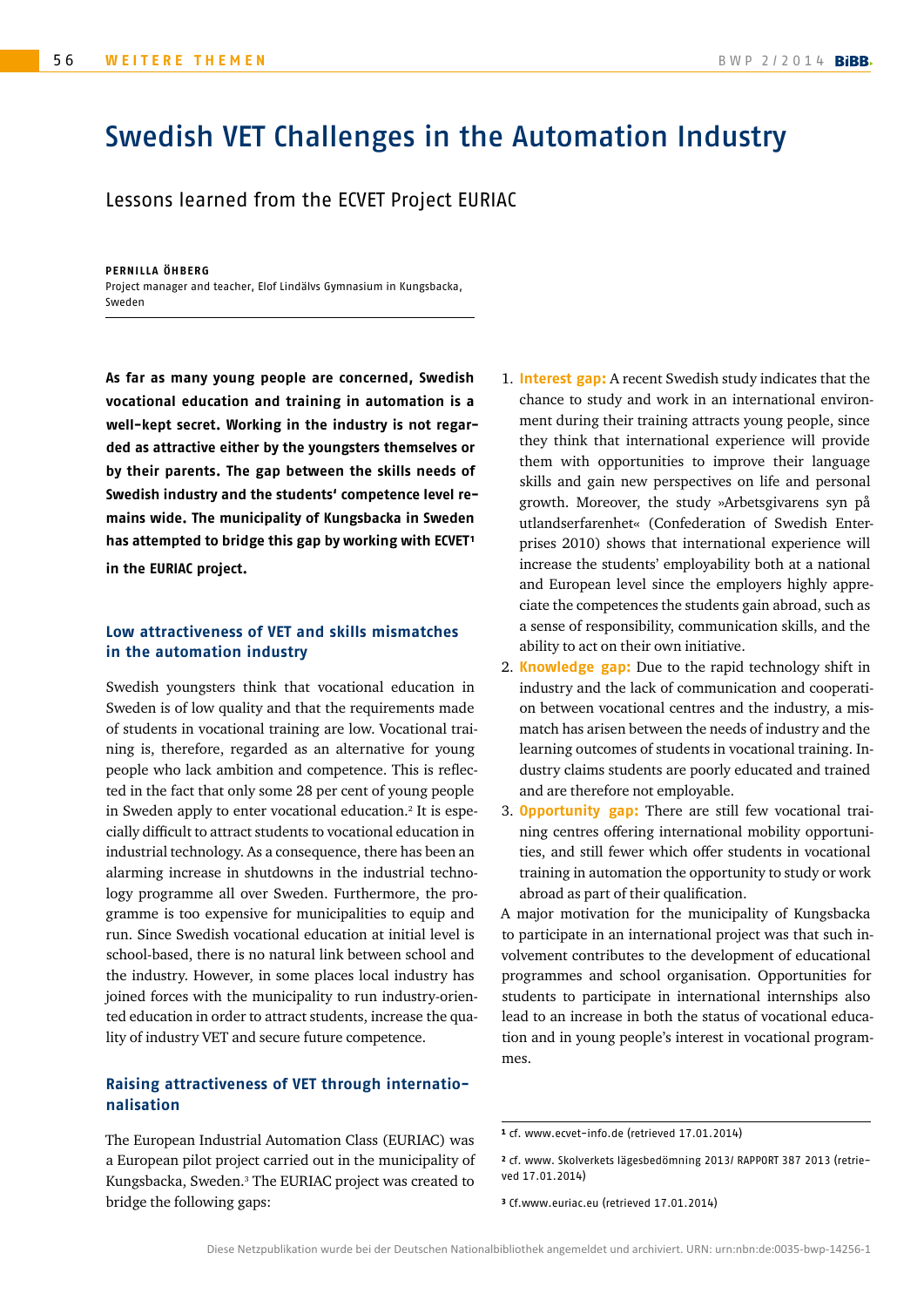# Swedish VET Challenges in the Automation Industry

## Lessons learned from the ECVET Project EURIAC

**PERNILLA ÖHBERG**
Project manager and teacher, Elof Lindälvs Gymnasium in Kungsbacka, Sweden

**As far as many young people are concerned, Swedish vocational education and training in automation is a well-kept secret. Working in the industry is not regarded as attractive either by the youngsters themselves or by their parents. The gap between the skills needs of Swedish industry and the students' competence level remains wide. The municipality of Kungsbacka in Sweden has attempted to bridge this gap by working with ECVET[1] in the EURIAC project.**

### Low attractiveness of VET and skills mismatches in the automation industry

Swedish youngsters think that vocational education in Sweden is of low quality and that the requirements made of students in vocational training are low. Vocational training is, therefore, regarded as an alternative for young people who lack ambition and competence. This is reflected in the fact that only some 28 per cent of young people in Sweden apply to enter vocational education.[2] It is especially difficult to attract students to vocational education in industrial technology. As a consequence, there has been an alarming increase in shutdowns in the industrial technology programme all over Sweden. Furthermore, the programme is too expensive for municipalities to equip and run. Since Swedish vocational education at initial level is school-based, there is no natural link between school and the industry. However, in some places local industry has joined forces with the municipality to run industry-oriented education in order to attract students, increase the quality of industry VET and secure future competence.

### Raising attractiveness of VET through internationalisation

The European Industrial Automation Class (EURIAC) was a European pilot project carried out in the municipality of Kungsbacka, Sweden.[3] The EURIAC project was created to bridge the following gaps:

1. **Interest gap:** A recent Swedish study indicates that the chance to study and work in an international environment during their training attracts young people, since they think that international experience will provide them with opportunities to improve their language skills and gain new perspectives on life and personal growth. Moreover, the study »Arbetsgivarens syn på utlandserfarenhet« (Confederation of Swedish Enterprises 2010) shows that international experience will increase the students' employability both at a national and European level since the employers highly appreciate the competences the students gain abroad, such as a sense of responsibility, communication skills, and the ability to act on their own initiative.
2. **Knowledge gap:** Due to the rapid technology shift in industry and the lack of communication and cooperation between vocational centres and the industry, a mismatch has arisen between the needs of industry and the learning outcomes of students in vocational training. Industry claims students are poorly educated and trained and are therefore not employable.
3. **Opportunity gap:** There are still few vocational training centres offering international mobility opportunities, and still fewer which offer students in vocational training in automation the opportunity to study or work abroad as part of their qualification.

A major motivation for the municipality of Kungsbacka to participate in an international project was that such involvement contributes to the development of educational programmes and school organisation. Opportunities for students to participate in international internships also lead to an increase in both the status of vocational education and in young people's interest in vocational programmes.

---

[1] cf. www.ecvet-info.de (retrieved 17.01.2014)

[2] cf. www. Skolverkets lägesbedömning 2013/ RAPPORT 387 2013 (retrieved 17.01.2014)

[3] Cf.www.euriac.eu (retrieved 17.01.2014)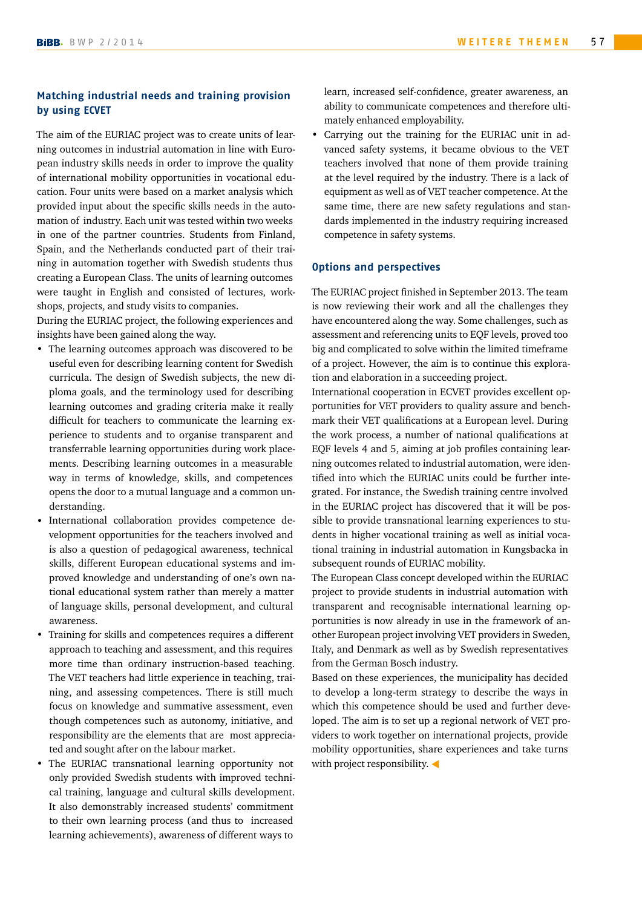## Matching industrial needs and training provision by using ECVET

The aim of the EURIAC project was to create units of learning outcomes in industrial automation in line with European industry skills needs in order to improve the quality of international mobility opportunities in vocational education. Four units were based on a market analysis which provided input about the specific skills needs in the automation of industry. Each unit was tested within two weeks in one of the partner countries. Students from Finland, Spain, and the Netherlands conducted part of their training in automation together with Swedish students thus creating a European Class. The units of learning outcomes were taught in English and consisted of lectures, workshops, projects, and study visits to companies.

During the EURIAC project, the following experiences and insights have been gained along the way.

- The learning outcomes approach was discovered to be useful even for describing learning content for Swedish curricula. The design of Swedish subjects, the new diploma goals, and the terminology used for describing learning outcomes and grading criteria make it really difficult for teachers to communicate the learning experience to students and to organise transparent and transferrable learning opportunities during work placements. Describing learning outcomes in a measurable way in terms of knowledge, skills, and competences opens the door to a mutual language and a common understanding.
- International collaboration provides competence development opportunities for the teachers involved and is also a question of pedagogical awareness, technical skills, different European educational systems and improved knowledge and understanding of one's own national educational system rather than merely a matter of language skills, personal development, and cultural awareness.
- Training for skills and competences requires a different approach to teaching and assessment, and this requires more time than ordinary instruction-based teaching. The VET teachers had little experience in teaching, training, and assessing competences. There is still much focus on knowledge and summative assessment, even though competences such as autonomy, initiative, and responsibility are the elements that are most appreciated and sought after on the labour market.
- The EURIAC transnational learning opportunity not only provided Swedish students with improved technical training, language and cultural skills development. It also demonstrably increased students' commitment to their own learning process (and thus to increased learning achievements), awareness of different ways to learn, increased self-confidence, greater awareness, an ability to communicate competences and therefore ultimately enhanced employability.
- Carrying out the training for the EURIAC unit in advanced safety systems, it became obvious to the VET teachers involved that none of them provide training at the level required by the industry. There is a lack of equipment as well as of VET teacher competence. At the same time, there are new safety regulations and standards implemented in the industry requiring increased competence in safety systems.

## Options and perspectives

The EURIAC project finished in September 2013. The team is now reviewing their work and all the challenges they have encountered along the way. Some challenges, such as assessment and referencing units to EQF levels, proved too big and complicated to solve within the limited timeframe of a project. However, the aim is to continue this exploration and elaboration in a succeeding project.

International cooperation in ECVET provides excellent opportunities for VET providers to quality assure and benchmark their VET qualifications at a European level. During the work process, a number of national qualifications at EQF levels 4 and 5, aiming at job profiles containing learning outcomes related to industrial automation, were identified into which the EURIAC units could be further integrated. For instance, the Swedish training centre involved in the EURIAC project has discovered that it will be possible to provide transnational learning experiences to students in higher vocational training as well as initial vocational training in industrial automation in Kungsbacka in subsequent rounds of EURIAC mobility.

The European Class concept developed within the EURIAC project to provide students in industrial automation with transparent and recognisable international learning opportunities is now already in use in the framework of another European project involving VET providers in Sweden, Italy, and Denmark as well as by Swedish representatives from the German Bosch industry.

Based on these experiences, the municipality has decided to develop a long-term strategy to describe the ways in which this competence should be used and further developed. The aim is to set up a regional network of VET providers to work together on international projects, provide mobility opportunities, share experiences and take turns with project responsibility. ◀